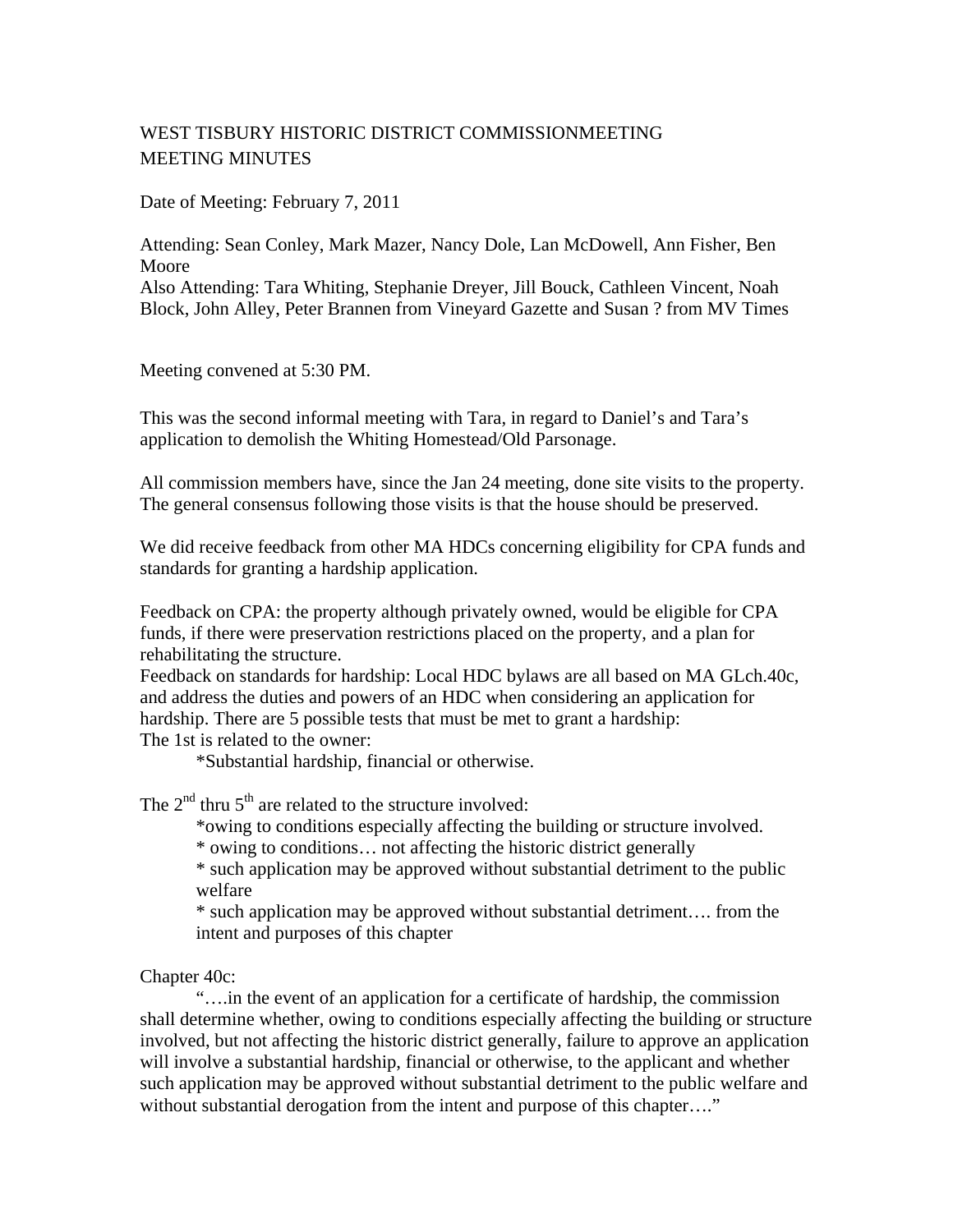# WEST TISBURY HISTORIC DISTRICT COMMISSIONMEETING
# MEETING MINUTES

Date of Meeting: February 7, 2011

Attending: Sean Conley, Mark Mazer, Nancy Dole, Lan McDowell, Ann Fisher, Ben Moore
Also Attending: Tara Whiting, Stephanie Dreyer, Jill Bouck, Cathleen Vincent, Noah Block, John Alley, Peter Brannen from Vineyard Gazette and Susan ? from MV Times

Meeting convened at 5:30 PM.

This was the second informal meeting with Tara, in regard to Daniel's and Tara's application to demolish the Whiting Homestead/Old Parsonage.

All commission members have, since the Jan 24 meeting, done site visits to the property. The general consensus following those visits is that the house should be preserved.

We did receive feedback from other MA HDCs concerning eligibility for CPA funds and standards for granting a hardship application.

Feedback on CPA: the property although privately owned, would be eligible for CPA funds, if there were preservation restrictions placed on the property, and a plan for rehabilitating the structure.
Feedback on standards for hardship: Local HDC bylaws are all based on MA GLch.40c, and address the duties and powers of an HDC when considering an application for hardship. There are 5 possible tests that must be met to grant a hardship:
The 1st is related to the owner:

> *Substantial hardship, financial or otherwise.

The 2nd thru 5th are related to the structure involved:

> *owing to conditions especially affecting the building or structure involved.
> * owing to conditions… not affecting the historic district generally
> * such application may be approved without substantial detriment to the public welfare
> * such application may be approved without substantial detriment…. from the intent and purposes of this chapter

Chapter 40c:

"….in the event of an application for a certificate of hardship, the commission shall determine whether, owing to conditions especially affecting the building or structure involved, but not affecting the historic district generally, failure to approve an application will involve a substantial hardship, financial or otherwise, to the applicant and whether such application may be approved without substantial detriment to the public welfare and without substantial derogation from the intent and purpose of this chapter…."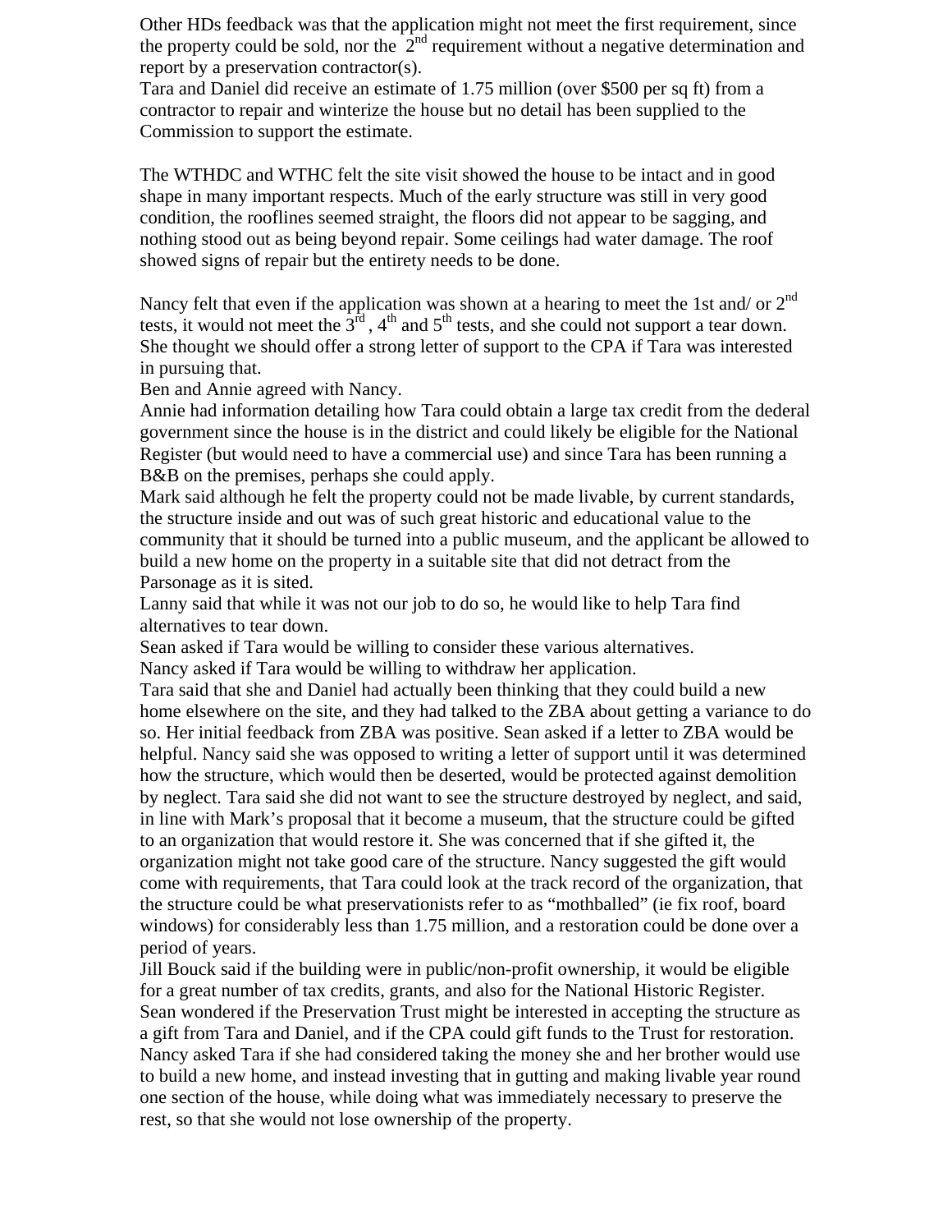Other HDs feedback was that the application might not meet the first requirement, since the property could be sold, nor the 2nd requirement without a negative determination and report by a preservation contractor(s).
Tara and Daniel did receive an estimate of 1.75 million (over $500 per sq ft) from a contractor to repair and winterize the house but no detail has been supplied to the Commission to support the estimate.

The WTHDC and WTHC felt the site visit showed the house to be intact and in good shape in many important respects. Much of the early structure was still in very good condition, the rooflines seemed straight, the floors did not appear to be sagging, and nothing stood out as being beyond repair. Some ceilings had water damage. The roof showed signs of repair but the entirety needs to be done.

Nancy felt that even if the application was shown at a hearing to meet the 1st and/ or 2nd tests, it would not meet the 3rd , 4th and 5th tests, and she could not support a tear down. She thought we should offer a strong letter of support to the CPA if Tara was interested in pursuing that.
Ben and Annie agreed with Nancy.
Annie had information detailing how Tara could obtain a large tax credit from the dederal government since the house is in the district and could likely be eligible for the National Register (but would need to have a commercial use) and since Tara has been running a B&B on the premises, perhaps she could apply.
Mark said although he felt the property could not be made livable, by current standards, the structure inside and out was of such great historic and educational value to the community that it should be turned into a public museum, and the applicant be allowed to build a new home on the property in a suitable site that did not detract from the Parsonage as it is sited.
Lanny said that while it was not our job to do so, he would like to help Tara find alternatives to tear down.
Sean asked if Tara would be willing to consider these various alternatives.
Nancy asked if Tara would be willing to withdraw her application.
Tara said that she and Daniel had actually been thinking that they could build a new home elsewhere on the site, and they had talked to the ZBA about getting a variance to do so. Her initial feedback from ZBA was positive. Sean asked if a letter to ZBA would be helpful. Nancy said she was opposed to writing a letter of support until it was determined how the structure, which would then be deserted, would be protected against demolition by neglect. Tara said she did not want to see the structure destroyed by neglect, and said, in line with Mark's proposal that it become a museum, that the structure could be gifted to an organization that would restore it. She was concerned that if she gifted it, the organization might not take good care of the structure. Nancy suggested the gift would come with requirements, that Tara could look at the track record of the organization, that the structure could be what preservationists refer to as "mothballed" (ie fix roof, board windows) for considerably less than 1.75 million, and a restoration could be done over a period of years.
Jill Bouck said if the building were in public/non-profit ownership, it would be eligible for a great number of tax credits, grants, and also for the National Historic Register.
Sean wondered if the Preservation Trust might be interested in accepting the structure as a gift from Tara and Daniel, and if the CPA could gift funds to the Trust for restoration.
Nancy asked Tara if she had considered taking the money she and her brother would use to build a new home, and instead investing that in gutting and making livable year round one section of the house, while doing what was immediately necessary to preserve the rest, so that she would not lose ownership of the property.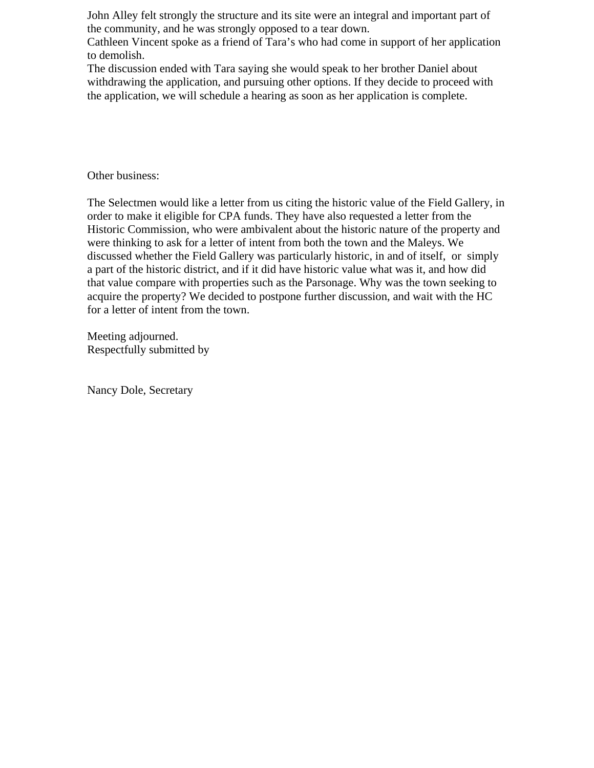John Alley felt strongly the structure and its site were an integral and important part of the community, and he was strongly opposed to a tear down.
Cathleen Vincent spoke as a friend of Tara's who had come in support of her application to demolish.
The discussion ended with Tara saying she would speak to her brother Daniel about withdrawing the application, and pursuing other options. If they decide to proceed with the application, we will schedule a hearing as soon as her application is complete.

Other business:

The Selectmen would like a letter from us citing the historic value of the Field Gallery, in order to make it eligible for CPA funds. They have also requested a letter from the Historic Commission, who were ambivalent about the historic nature of the property and were thinking to ask for a letter of intent from both the town and the Maleys. We discussed whether the Field Gallery was particularly historic, in and of itself, or simply a part of the historic district, and if it did have historic value what was it, and how did that value compare with properties such as the Parsonage. Why was the town seeking to acquire the property? We decided to postpone further discussion, and wait with the HC for a letter of intent from the town.

Meeting adjourned.
Respectfully submitted by

Nancy Dole, Secretary